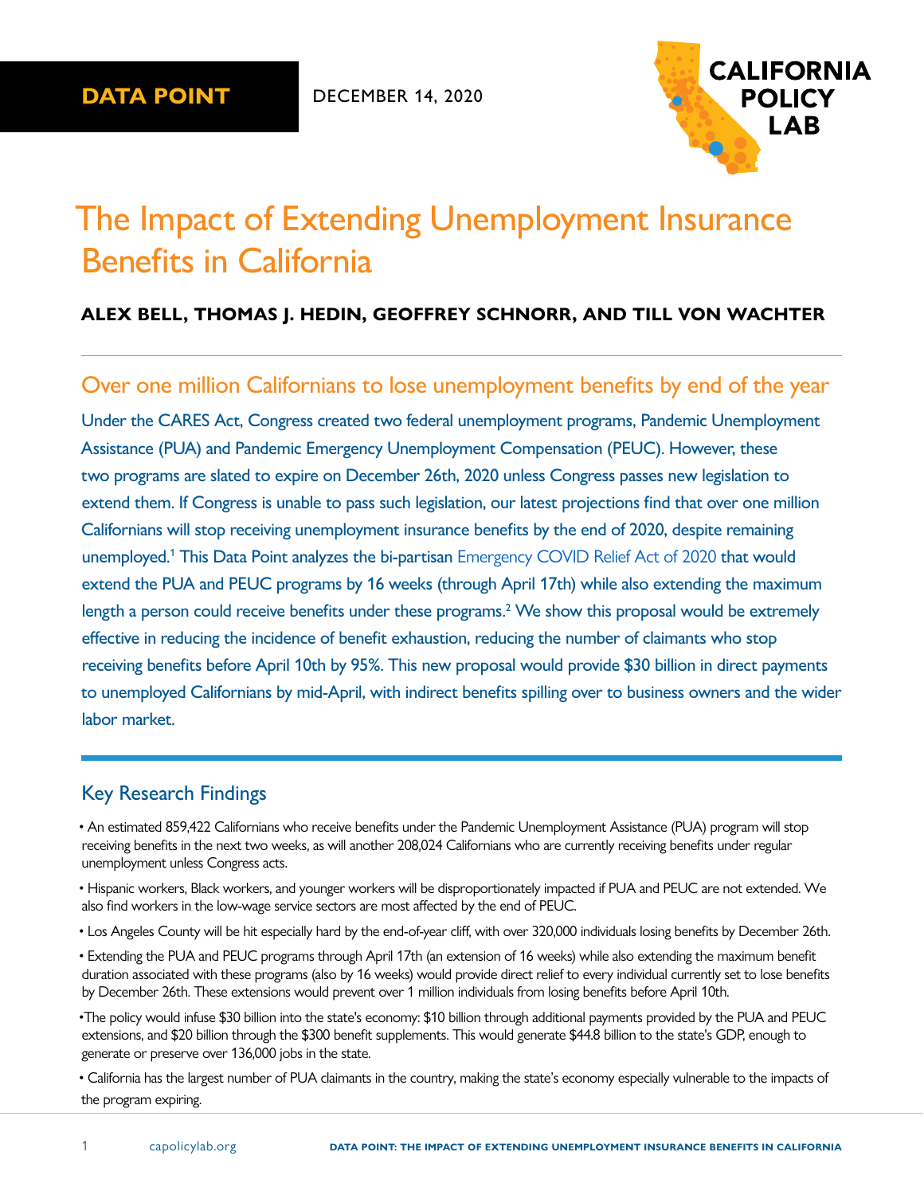**DATA POINT** DECEMBER 14, 2020

CALIFORNIA POLICY LAB

# The Impact of Extending Unemployment Insurance Benefits in California

**ALEX BELL, THOMAS J. HEDIN, GEOFFREY SCHNORR, AND TILL VON WACHTER**

## Over one million Californians to lose unemployment benefits by end of the year

Under the CARES Act, Congress created two federal unemployment programs, Pandemic Unemployment Assistance (PUA) and Pandemic Emergency Unemployment Compensation (PEUC). However, these two programs are slated to expire on December 26th, 2020 unless Congress passes new legislation to extend them. If Congress is unable to pass such legislation, our latest projections find that over one million Californians will stop receiving unemployment insurance benefits by the end of 2020, despite remaining unemployed.[1] This Data Point analyzes the bi-partisan Emergency COVID Relief Act of 2020 that would extend the PUA and PEUC programs by 16 weeks (through April 17th) while also extending the maximum length a person could receive benefits under these programs.[2] We show this proposal would be extremely effective in reducing the incidence of benefit exhaustion, reducing the number of claimants who stop receiving benefits before April 10th by 95%. This new proposal would provide $30 billion in direct payments to unemployed Californians by mid-April, with indirect benefits spilling over to business owners and the wider labor market.

## Key Research Findings

- An estimated 859,422 Californians who receive benefits under the Pandemic Unemployment Assistance (PUA) program will stop receiving benefits in the next two weeks, as will another 208,024 Californians who are currently receiving benefits under regular unemployment unless Congress acts.
- Hispanic workers, Black workers, and younger workers will be disproportionately impacted if PUA and PEUC are not extended. We also find workers in the low-wage service sectors are most affected by the end of PEUC.
- Los Angeles County will be hit especially hard by the end-of-year cliff, with over 320,000 individuals losing benefits by December 26th.
- Extending the PUA and PEUC programs through April 17th (an extension of 16 weeks) while also extending the maximum benefit duration associated with these programs (also by 16 weeks) would provide direct relief to every individual currently set to lose benefits by December 26th. These extensions would prevent over 1 million individuals from losing benefits before April 10th.
- The policy would infuse $30 billion into the state's economy: $10 billion through additional payments provided by the PUA and PEUC extensions, and $20 billion through the $300 benefit supplements. This would generate $44.8 billion to the state's GDP, enough to generate or preserve over 136,000 jobs in the state.
- California has the largest number of PUA claimants in the country, making the state's economy especially vulnerable to the impacts of the program expiring.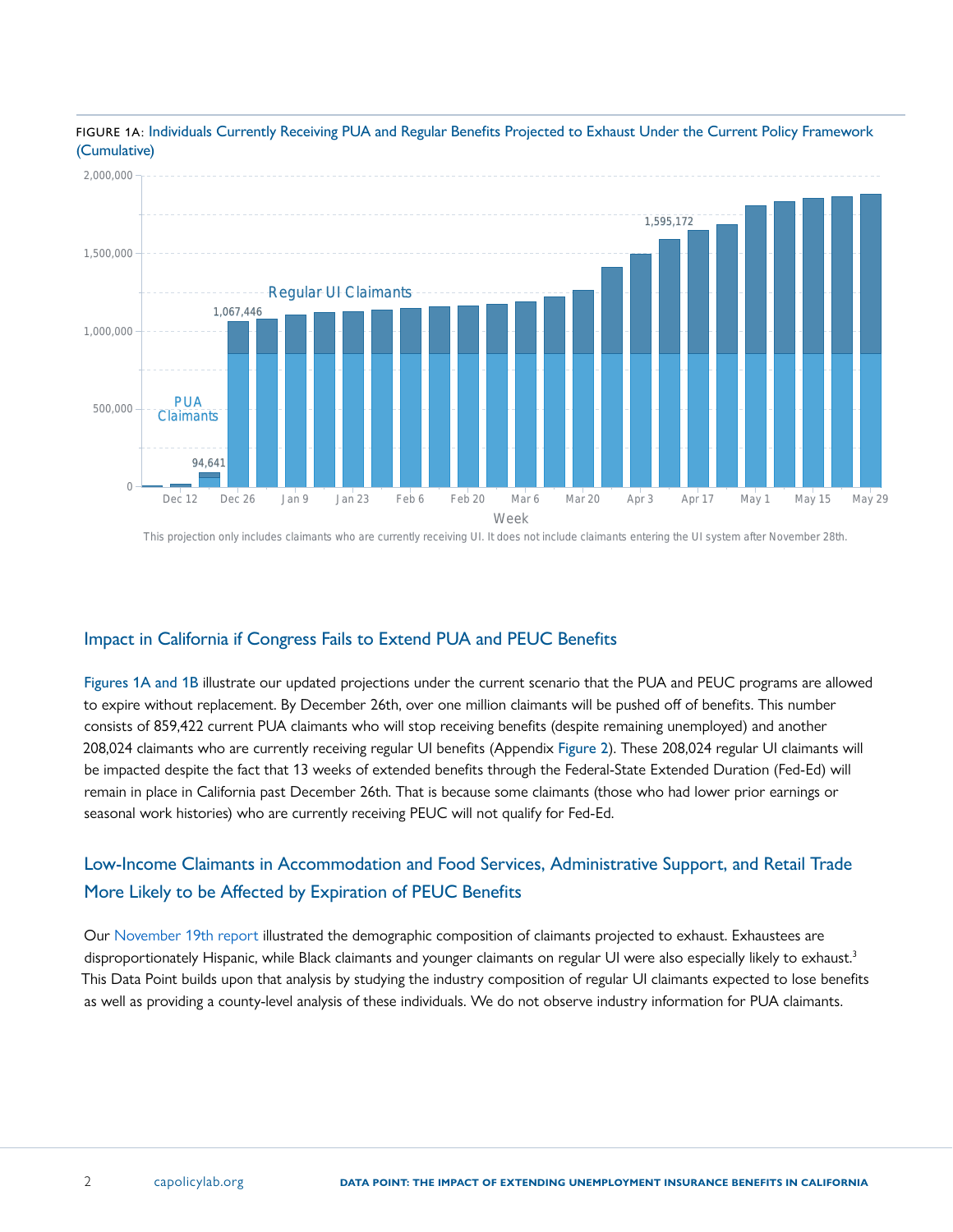FIGURE 1A: Individuals Currently Receiving PUA and Regular Benefits Projected to Exhaust Under the Current Policy Framework (Cumulative)

This projection only includes claimants who are currently receiving UI. It does not include claimants entering the UI system after November 28th.

## Impact in California if Congress Fails to Extend PUA and PEUC Benefits

Figures 1A and 1B illustrate our updated projections under the current scenario that the PUA and PEUC programs are allowed to expire without replacement. By December 26th, over one million claimants will be pushed off of benefits. This number consists of 859,422 current PUA claimants who will stop receiving benefits (despite remaining unemployed) and another 208,024 claimants who are currently receiving regular UI benefits (Appendix Figure 2). These 208,024 regular UI claimants will be impacted despite the fact that 13 weeks of extended benefits through the Federal-State Extended Duration (Fed-Ed) will remain in place in California past December 26th. That is because some claimants (those who had lower prior earnings or seasonal work histories) who are currently receiving PEUC will not qualify for Fed-Ed.

## Low-Income Claimants in Accommodation and Food Services, Administrative Support, and Retail Trade More Likely to be Affected by Expiration of PEUC Benefits

Our November 19th report illustrated the demographic composition of claimants projected to exhaust. Exhaustees are disproportionately Hispanic, while Black claimants and younger claimants on regular UI were also especially likely to exhaust.[3] This Data Point builds upon that analysis by studying the industry composition of regular UI claimants expected to lose benefits as well as providing a county-level analysis of these individuals. We do not observe industry information for PUA claimants.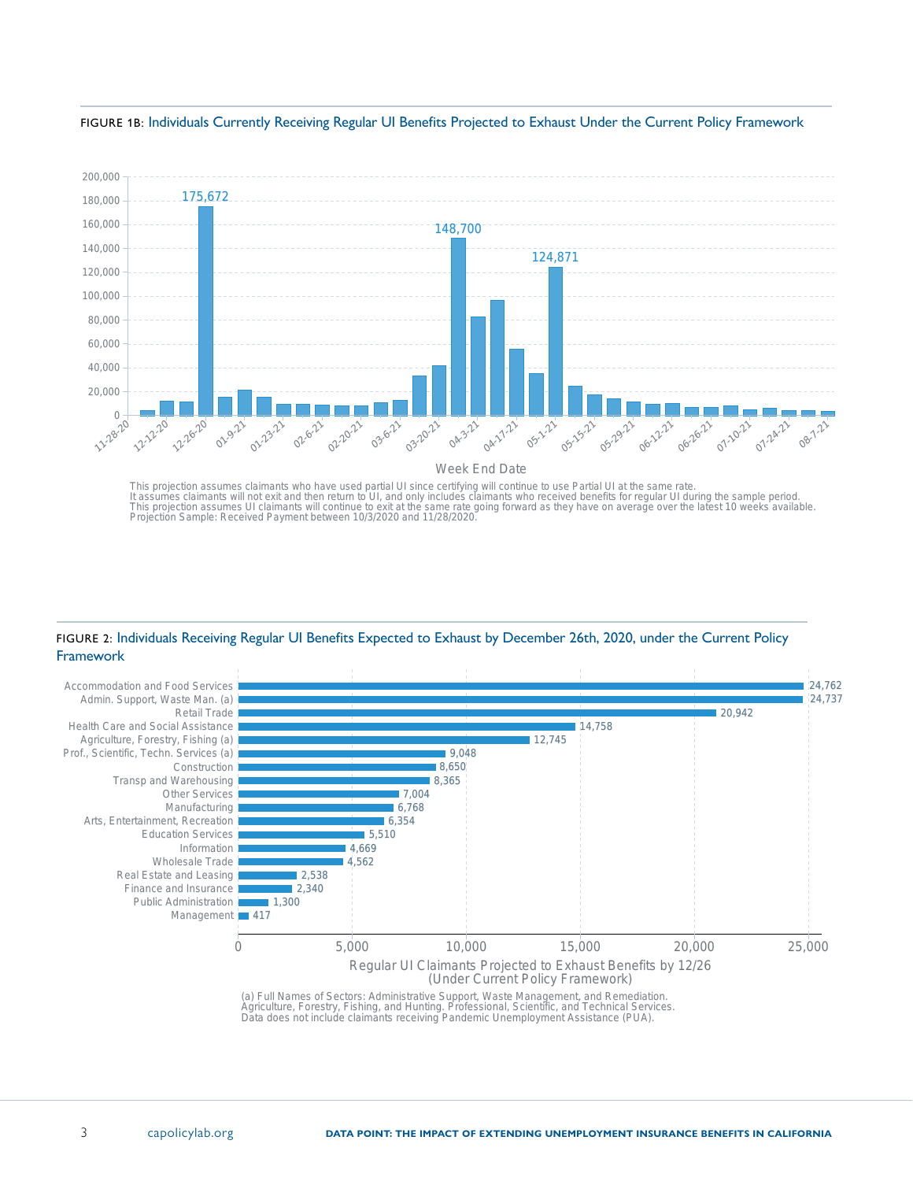FIGURE 1B: Individuals Currently Receiving Regular UI Benefits Projected to Exhaust Under the Current Policy Framework

This projection assumes claimants who have used partial UI since certifying will continue to use Partial UI at the same rate.
It assumes claimants will not exit and then return to UI, and only includes claimants who received benefits for regular UI during the sample period.
This projection assumes UI claimants will continue to exit at the same rate going forward as they have on average over the latest 10 weeks available.
Projection Sample: Received Payment between 10/3/2020 and 11/28/2020.

FIGURE 2: Individuals Receiving Regular UI Benefits Expected to Exhaust by December 26th, 2020, under the Current Policy Framework

| Sector | Regular UI Claimants Projected to Exhaust Benefits by 12/26 (Under Current Policy Framework) |
|---|---|
| Accommodation and Food Services | 24,762 |
| Admin. Support, Waste Man. (a) | 24,737 |
| Retail Trade | 20,942 |
| Health Care and Social Assistance | 14,758 |
| Agriculture, Forestry, Fishing (a) | 12,745 |
| Prof., Scientific, Techn. Services (a) | 9,048 |
| Construction | 8,650 |
| Transp and Warehousing | 8,365 |
| Other Services | 7,004 |
| Manufacturing | 6,768 |
| Arts, Entertainment, Recreation | 6,354 |
| Education Services | 5,510 |
| Information | 4,669 |
| Wholesale Trade | 4,562 |
| Real Estate and Leasing | 2,538 |
| Finance and Insurance | 2,340 |
| Public Administration | 1,300 |
| Management | 417 |

(a) Full Names of Sectors: Administrative Support, Waste Management, and Remediation.
Agriculture, Forestry, Fishing, and Hunting. Professional, Scientific, and Technical Services.
Data does not include claimants receiving Pandemic Unemployment Assistance (PUA).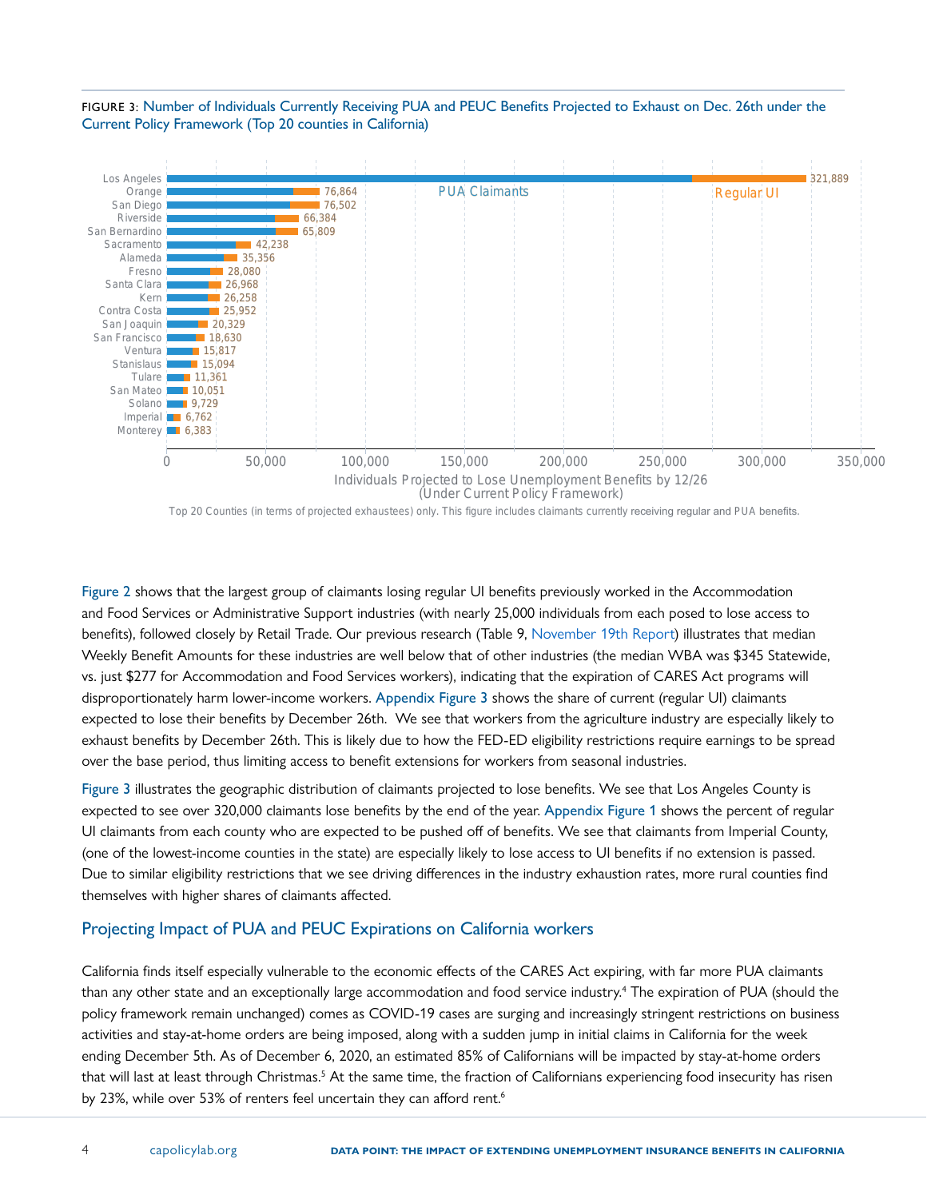FIGURE 3: Number of Individuals Currently Receiving PUA and PEUC Benefits Projected to Exhaust on Dec. 26th under the Current Policy Framework (Top 20 counties in California)

| County | Individuals Projected to Lose Unemployment Benefits by 12/26 |
| --- | --- |
| Los Angeles | 321,889 |
| Orange | 76,864 |
| San Diego | 76,502 |
| Riverside | 66,384 |
| San Bernardino | 65,809 |
| Sacramento | 42,238 |
| Alameda | 35,356 |
| Fresno | 28,080 |
| Santa Clara | 26,968 |
| Kern | 26,258 |
| Contra Costa | 25,952 |
| San Joaquin | 20,329 |
| San Francisco | 18,630 |
| Ventura | 15,817 |
| Stanislaus | 15,094 |
| Tulare | 11,361 |
| San Mateo | 10,051 |
| Solano | 9,729 |
| Imperial | 6,762 |
| Monterey | 6,383 |

Top 20 Counties (in terms of projected exhaustees) only. This figure includes claimants currently receiving regular and PUA benefits.

Figure 2 shows that the largest group of claimants losing regular UI benefits previously worked in the Accommodation and Food Services or Administrative Support industries (with nearly 25,000 individuals from each posed to lose access to benefits), followed closely by Retail Trade. Our previous research (Table 9, November 19th Report) illustrates that median Weekly Benefit Amounts for these industries are well below that of other industries (the median WBA was $345 Statewide, vs. just $277 for Accommodation and Food Services workers), indicating that the expiration of CARES Act programs will disproportionately harm lower-income workers. Appendix Figure 3 shows the share of current (regular UI) claimants expected to lose their benefits by December 26th. We see that workers from the agriculture industry are especially likely to exhaust benefits by December 26th. This is likely due to how the FED-ED eligibility restrictions require earnings to be spread over the base period, thus limiting access to benefit extensions for workers from seasonal industries.

Figure 3 illustrates the geographic distribution of claimants projected to lose benefits. We see that Los Angeles County is expected to see over 320,000 claimants lose benefits by the end of the year. Appendix Figure 1 shows the percent of regular UI claimants from each county who are expected to be pushed off of benefits. We see that claimants from Imperial County, (one of the lowest-income counties in the state) are especially likely to lose access to UI benefits if no extension is passed. Due to similar eligibility restrictions that we see driving differences in the industry exhaustion rates, more rural counties find themselves with higher shares of claimants affected.

## Projecting Impact of PUA and PEUC Expirations on California workers

California finds itself especially vulnerable to the economic effects of the CARES Act expiring, with far more PUA claimants than any other state and an exceptionally large accommodation and food service industry.[4] The expiration of PUA (should the policy framework remain unchanged) comes as COVID-19 cases are surging and increasingly stringent restrictions on business activities and stay-at-home orders are being imposed, along with a sudden jump in initial claims in California for the week ending December 5th. As of December 6, 2020, an estimated 85% of Californians will be impacted by stay-at-home orders that will last at least through Christmas.[5] At the same time, the fraction of Californians experiencing food insecurity has risen by 23%, while over 53% of renters feel uncertain they can afford rent.[6]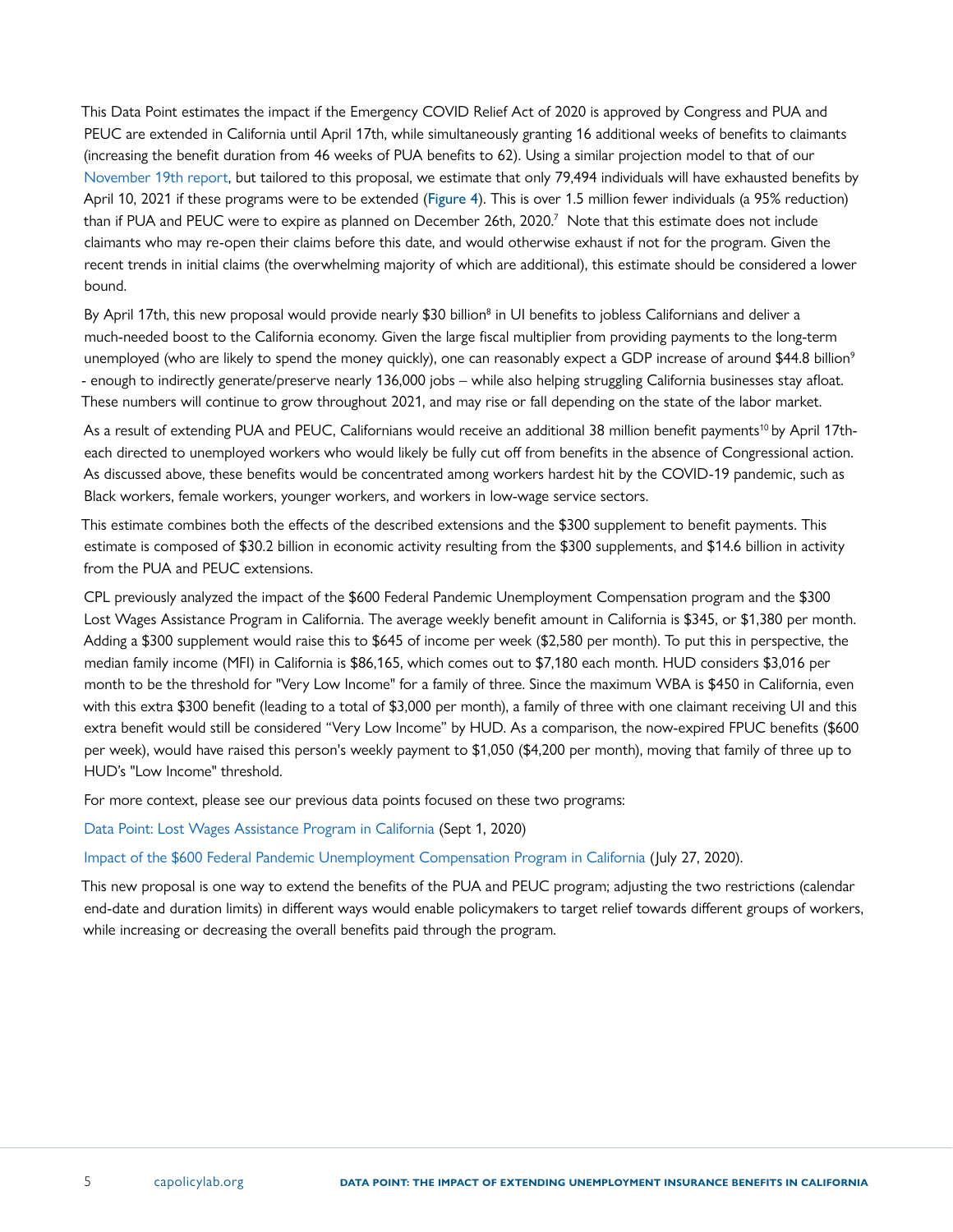This Data Point estimates the impact if the Emergency COVID Relief Act of 2020 is approved by Congress and PUA and PEUC are extended in California until April 17th, while simultaneously granting 16 additional weeks of benefits to claimants (increasing the benefit duration from 46 weeks of PUA benefits to 62). Using a similar projection model to that of our November 19th report, but tailored to this proposal, we estimate that only 79,494 individuals will have exhausted benefits by April 10, 2021 if these programs were to be extended (Figure 4). This is over 1.5 million fewer individuals (a 95% reduction) than if PUA and PEUC were to expire as planned on December 26th, 2020.[7] Note that this estimate does not include claimants who may re-open their claims before this date, and would otherwise exhaust if not for the program. Given the recent trends in initial claims (the overwhelming majority of which are additional), this estimate should be considered a lower bound.

By April 17th, this new proposal would provide nearly $30 billion[8] in UI benefits to jobless Californians and deliver a much-needed boost to the California economy. Given the large fiscal multiplier from providing payments to the long-term unemployed (who are likely to spend the money quickly), one can reasonably expect a GDP increase of around $44.8 billion[9] - enough to indirectly generate/preserve nearly 136,000 jobs – while also helping struggling California businesses stay afloat. These numbers will continue to grow throughout 2021, and may rise or fall depending on the state of the labor market.

As a result of extending PUA and PEUC, Californians would receive an additional 38 million benefit payments[10] by April 17th- each directed to unemployed workers who would likely be fully cut off from benefits in the absence of Congressional action. As discussed above, these benefits would be concentrated among workers hardest hit by the COVID-19 pandemic, such as Black workers, female workers, younger workers, and workers in low-wage service sectors.

This estimate combines both the effects of the described extensions and the $300 supplement to benefit payments. This estimate is composed of $30.2 billion in economic activity resulting from the $300 supplements, and $14.6 billion in activity from the PUA and PEUC extensions.

CPL previously analyzed the impact of the $600 Federal Pandemic Unemployment Compensation program and the $300 Lost Wages Assistance Program in California. The average weekly benefit amount in California is $345, or $1,380 per month. Adding a $300 supplement would raise this to $645 of income per week ($2,580 per month). To put this in perspective, the median family income (MFI) in California is $86,165, which comes out to $7,180 each month. HUD considers $3,016 per month to be the threshold for "Very Low Income" for a family of three. Since the maximum WBA is $450 in California, even with this extra $300 benefit (leading to a total of $3,000 per month), a family of three with one claimant receiving UI and this extra benefit would still be considered "Very Low Income" by HUD. As a comparison, the now-expired FPUC benefits ($600 per week), would have raised this person's weekly payment to $1,050 ($4,200 per month), moving that family of three up to HUD's "Low Income" threshold.

For more context, please see our previous data points focused on these two programs:

Data Point: Lost Wages Assistance Program in California (Sept 1, 2020)

Impact of the $600 Federal Pandemic Unemployment Compensation Program in California (July 27, 2020).

This new proposal is one way to extend the benefits of the PUA and PEUC program; adjusting the two restrictions (calendar end-date and duration limits) in different ways would enable policymakers to target relief towards different groups of workers, while increasing or decreasing the overall benefits paid through the program.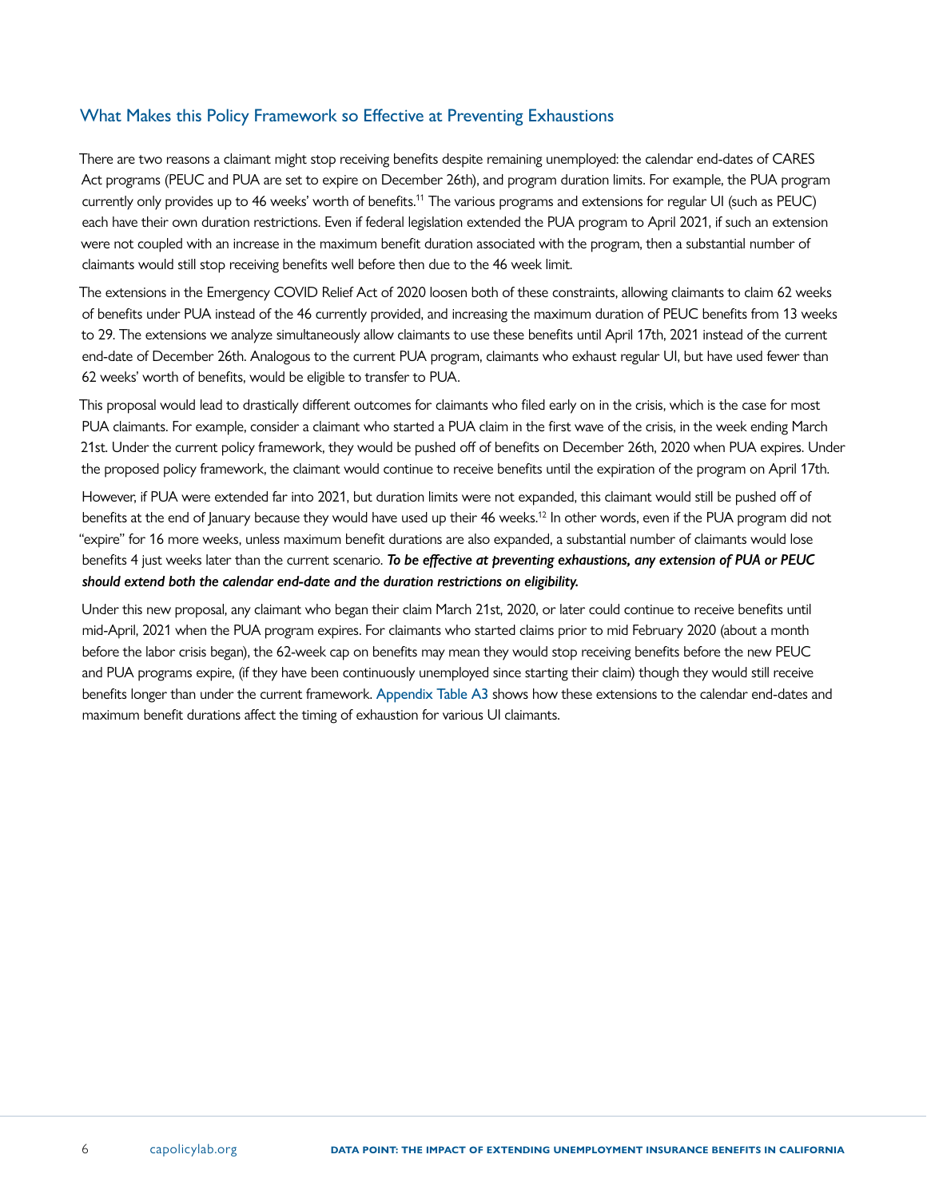## What Makes this Policy Framework so Effective at Preventing Exhaustions

There are two reasons a claimant might stop receiving benefits despite remaining unemployed: the calendar end-dates of CARES Act programs (PEUC and PUA are set to expire on December 26th), and program duration limits. For example, the PUA program currently only provides up to 46 weeks' worth of benefits.[11] The various programs and extensions for regular UI (such as PEUC) each have their own duration restrictions. Even if federal legislation extended the PUA program to April 2021, if such an extension were not coupled with an increase in the maximum benefit duration associated with the program, then a substantial number of claimants would still stop receiving benefits well before then due to the 46 week limit.

The extensions in the Emergency COVID Relief Act of 2020 loosen both of these constraints, allowing claimants to claim 62 weeks of benefits under PUA instead of the 46 currently provided, and increasing the maximum duration of PEUC benefits from 13 weeks to 29. The extensions we analyze simultaneously allow claimants to use these benefits until April 17th, 2021 instead of the current end-date of December 26th. Analogous to the current PUA program, claimants who exhaust regular UI, but have used fewer than 62 weeks' worth of benefits, would be eligible to transfer to PUA.

This proposal would lead to drastically different outcomes for claimants who filed early on in the crisis, which is the case for most PUA claimants. For example, consider a claimant who started a PUA claim in the first wave of the crisis, in the week ending March 21st. Under the current policy framework, they would be pushed off of benefits on December 26th, 2020 when PUA expires. Under the proposed policy framework, the claimant would continue to receive benefits until the expiration of the program on April 17th.

However, if PUA were extended far into 2021, but duration limits were not expanded, this claimant would still be pushed off of benefits at the end of January because they would have used up their 46 weeks.[12] In other words, even if the PUA program did not "expire" for 16 more weeks, unless maximum benefit durations are also expanded, a substantial number of claimants would lose benefits 4 just weeks later than the current scenario. ***To be effective at preventing exhaustions, any extension of PUA or PEUC should extend both the calendar end-date and the duration restrictions on eligibility.***

Under this new proposal, any claimant who began their claim March 21st, 2020, or later could continue to receive benefits until mid-April, 2021 when the PUA program expires. For claimants who started claims prior to mid February 2020 (about a month before the labor crisis began), the 62-week cap on benefits may mean they would stop receiving benefits before the new PEUC and PUA programs expire, (if they have been continuously unemployed since starting their claim) though they would still receive benefits longer than under the current framework. Appendix Table A3 shows how these extensions to the calendar end-dates and maximum benefit durations affect the timing of exhaustion for various UI claimants.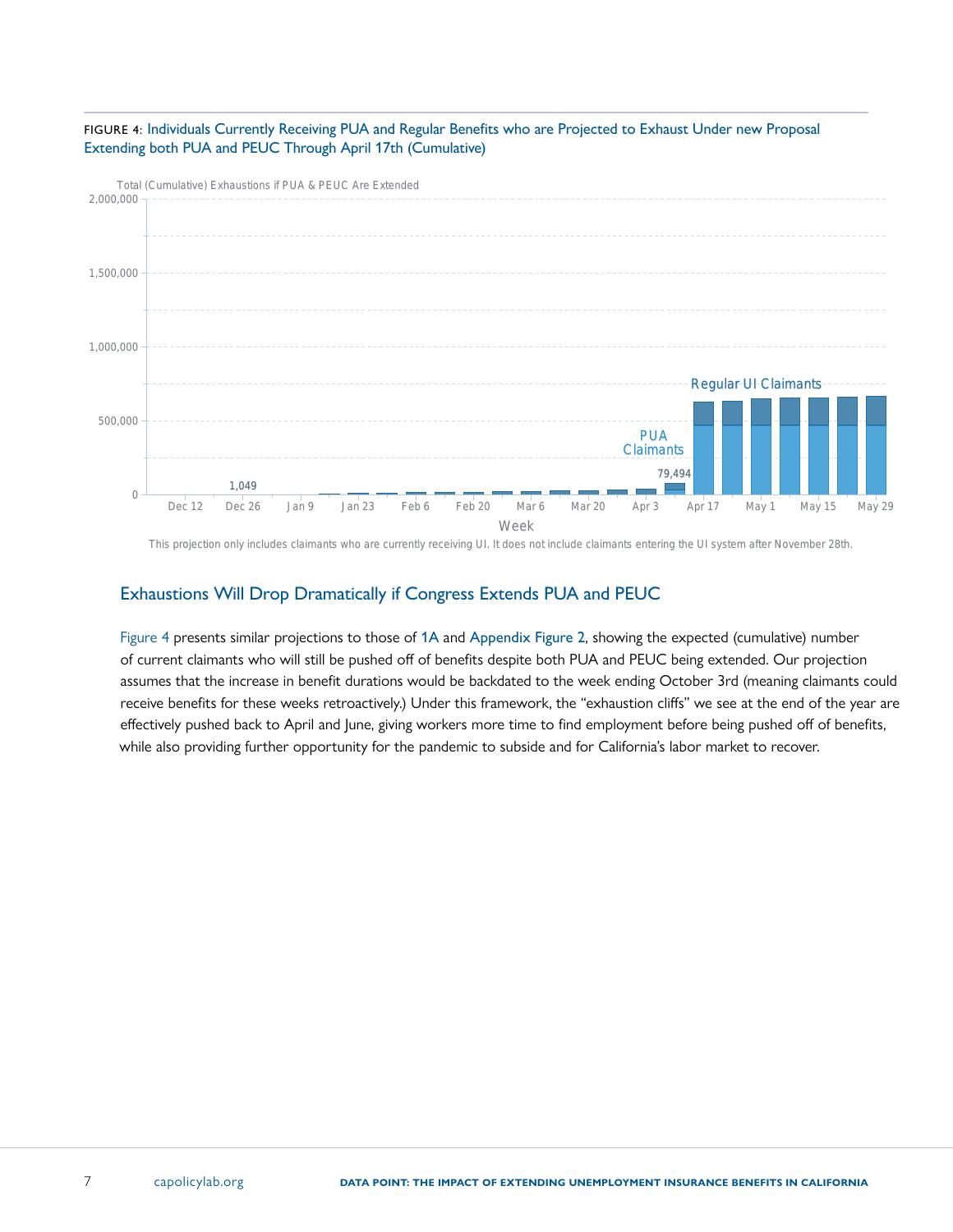FIGURE 4: Individuals Currently Receiving PUA and Regular Benefits who are Projected to Exhaust Under new Proposal Extending both PUA and PEUC Through April 17th (Cumulative)

This projection only includes claimants who are currently receiving UI. It does not include claimants entering the UI system after November 28th.

## Exhaustions Will Drop Dramatically if Congress Extends PUA and PEUC

Figure 4 presents similar projections to those of 1A and Appendix Figure 2, showing the expected (cumulative) number of current claimants who will still be pushed off of benefits despite both PUA and PEUC being extended. Our projection assumes that the increase in benefit durations would be backdated to the week ending October 3rd (meaning claimants could receive benefits for these weeks retroactively.) Under this framework, the "exhaustion cliffs" we see at the end of the year are effectively pushed back to April and June, giving workers more time to find employment before being pushed off of benefits, while also providing further opportunity for the pandemic to subside and for California's labor market to recover.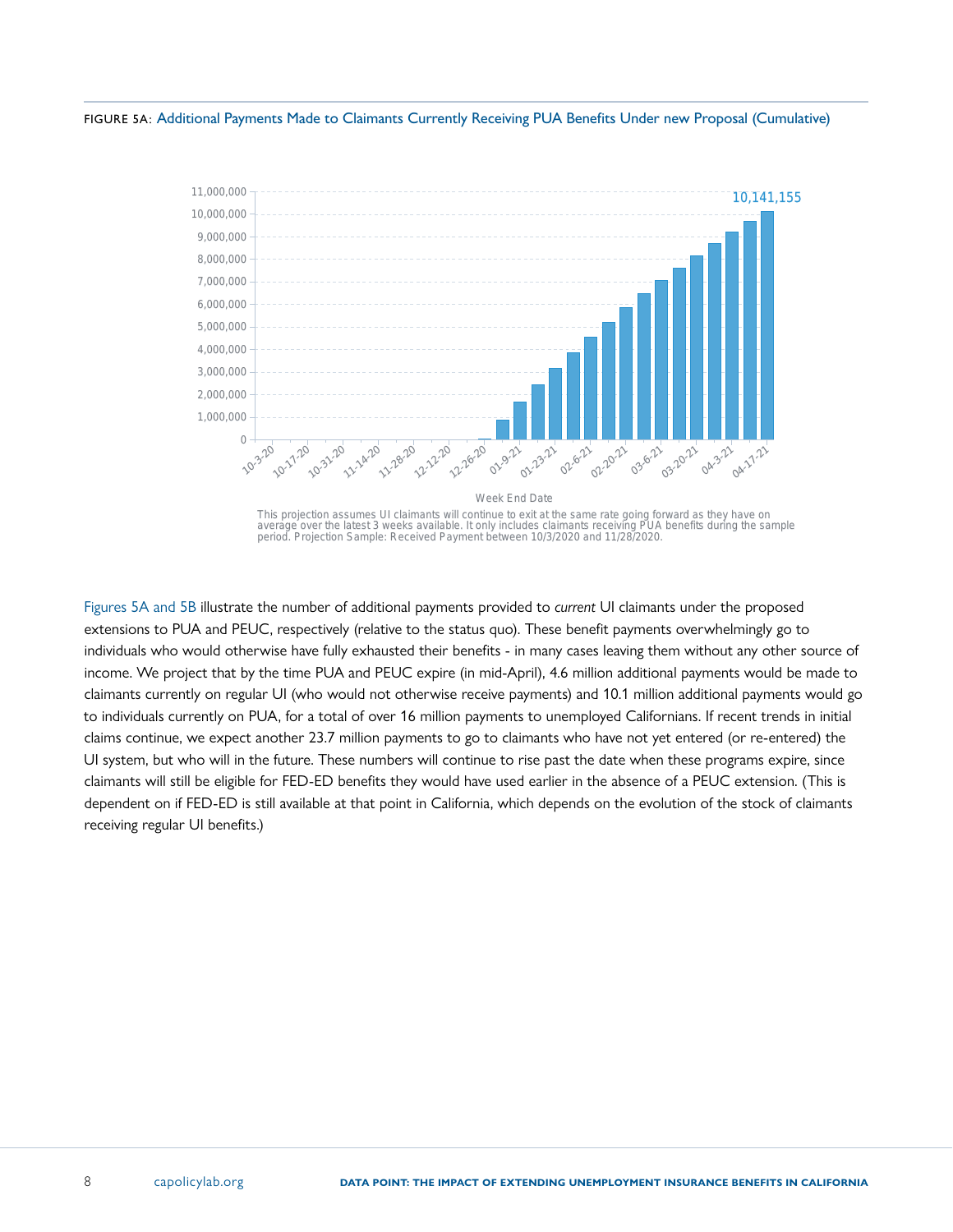FIGURE 5A: Additional Payments Made to Claimants Currently Receiving PUA Benefits Under new Proposal (Cumulative)

This projection assumes UI claimants will continue to exit at the same rate going forward as they have on average over the latest 3 weeks available. It only includes claimants receiving PUA benefits during the sample period. Projection Sample: Received Payment between 10/3/2020 and 11/28/2020.

Figures 5A and 5B illustrate the number of additional payments provided to *current* UI claimants under the proposed extensions to PUA and PEUC, respectively (relative to the status quo). These benefit payments overwhelmingly go to individuals who would otherwise have fully exhausted their benefits - in many cases leaving them without any other source of income. We project that by the time PUA and PEUC expire (in mid-April), 4.6 million additional payments would be made to claimants currently on regular UI (who would not otherwise receive payments) and 10.1 million additional payments would go to individuals currently on PUA, for a total of over 16 million payments to unemployed Californians. If recent trends in initial claims continue, we expect another 23.7 million payments to go to claimants who have not yet entered (or re-entered) the UI system, but who will in the future. These numbers will continue to rise past the date when these programs expire, since claimants will still be eligible for FED-ED benefits they would have used earlier in the absence of a PEUC extension. (This is dependent on if FED-ED is still available at that point in California, which depends on the evolution of the stock of claimants receiving regular UI benefits.)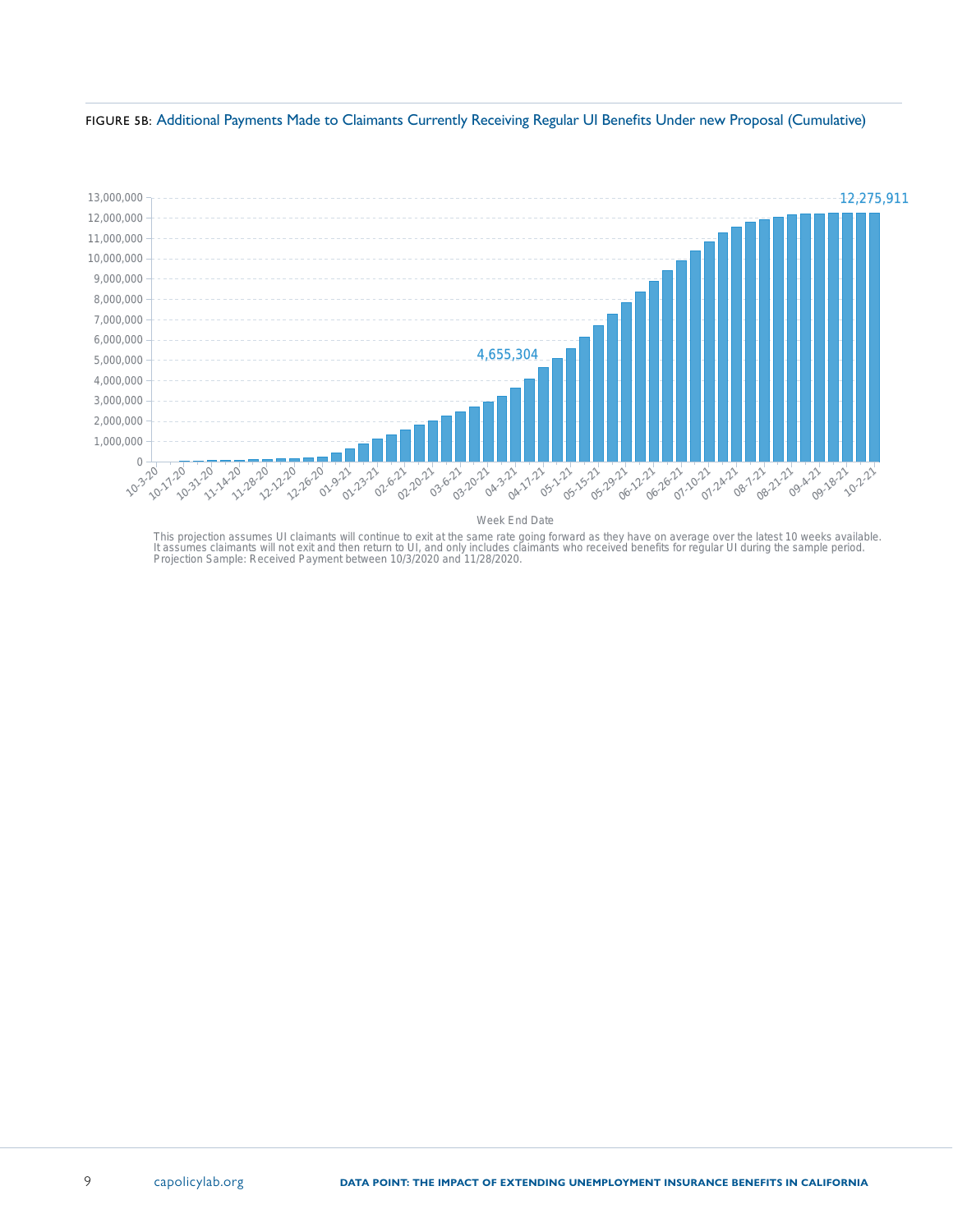FIGURE 5B: Additional Payments Made to Claimants Currently Receiving Regular UI Benefits Under new Proposal (Cumulative)

This projection assumes UI claimants will continue to exit at the same rate going forward as they have on average over the latest 10 weeks available. It assumes claimants will not exit and then return to UI, and only includes claimants who received benefits for regular UI during the sample period. Projection Sample: Received Payment between 10/3/2020 and 11/28/2020.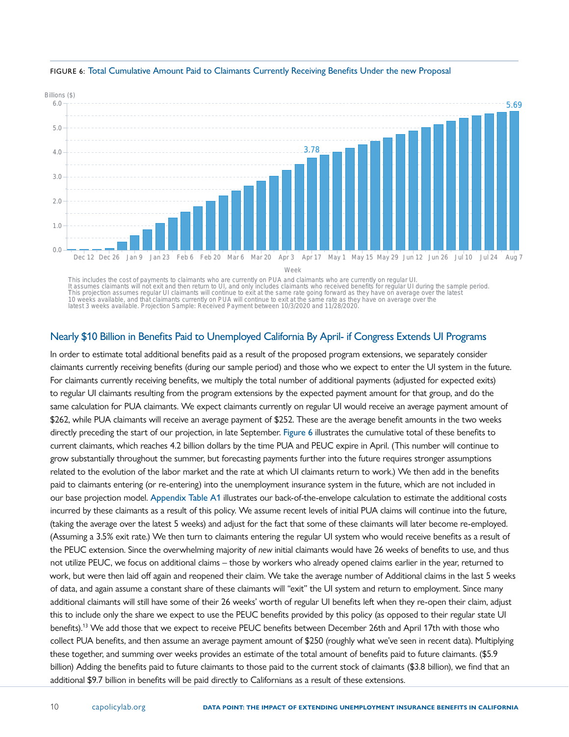FIGURE 6: Total Cumulative Amount Paid to Claimants Currently Receiving Benefits Under the new Proposal

This includes the cost of payments to claimants who are currently on PUA and claimants who are currently on regular UI.
It assumes claimants will not exit and then return to UI, and only includes claimants who received benefits for regular UI during the sample period.
This projection assumes regular UI claimants will continue to exit at the same rate going forward as they have on average over the latest 10 weeks available, and that claimants currently on PUA will continue to exit at the same rate as they have on average over the latest 3 weeks available. Projection Sample: Received Payment between 10/3/2020 and 11/28/2020.

## Nearly $10 Billion in Benefits Paid to Unemployed California By April- if Congress Extends UI Programs

In order to estimate total additional benefits paid as a result of the proposed program extensions, we separately consider claimants currently receiving benefits (during our sample period) and those who we expect to enter the UI system in the future. For claimants currently receiving benefits, we multiply the total number of additional payments (adjusted for expected exits) to regular UI claimants resulting from the program extensions by the expected payment amount for that group, and do the same calculation for PUA claimants. We expect claimants currently on regular UI would receive an average payment amount of $262, while PUA claimants will receive an average payment of $252. These are the average benefit amounts in the two weeks directly preceding the start of our projection, in late September. Figure 6 illustrates the cumulative total of these benefits to current claimants, which reaches 4.2 billion dollars by the time PUA and PEUC expire in April. (This number will continue to grow substantially throughout the summer, but forecasting payments further into the future requires stronger assumptions related to the evolution of the labor market and the rate at which UI claimants return to work.) We then add in the benefits paid to claimants entering (or re-entering) into the unemployment insurance system in the future, which are not included in our base projection model. Appendix Table A1 illustrates our back-of-the-envelope calculation to estimate the additional costs incurred by these claimants as a result of this policy. We assume recent levels of initial PUA claims will continue into the future, (taking the average over the latest 5 weeks) and adjust for the fact that some of these claimants will later become re-employed. (Assuming a 3.5% exit rate.) We then turn to claimants entering the regular UI system who would receive benefits as a result of the PEUC extension. Since the overwhelming majority of *new* initial claimants would have 26 weeks of benefits to use, and thus not utilize PEUC, we focus on additional claims – those by workers who already opened claims earlier in the year, returned to work, but were then laid off again and reopened their claim. We take the average number of Additional claims in the last 5 weeks of data, and again assume a constant share of these claimants will "exit" the UI system and return to employment. Since many additional claimants will still have some of their 26 weeks' worth of regular UI benefits left when they re-open their claim, adjust this to include only the share we expect to use the PEUC benefits provided by this policy (as opposed to their regular state UI benefits).[13] We add those that we expect to receive PEUC benefits between December 26th and April 17th with those who collect PUA benefits, and then assume an average payment amount of $250 (roughly what we've seen in recent data). Multiplying these together, and summing over weeks provides an estimate of the total amount of benefits paid to future claimants. ($5.9 billion) Adding the benefits paid to future claimants to those paid to the current stock of claimants ($3.8 billion), we find that an additional $9.7 billion in benefits will be paid directly to Californians as a result of these extensions.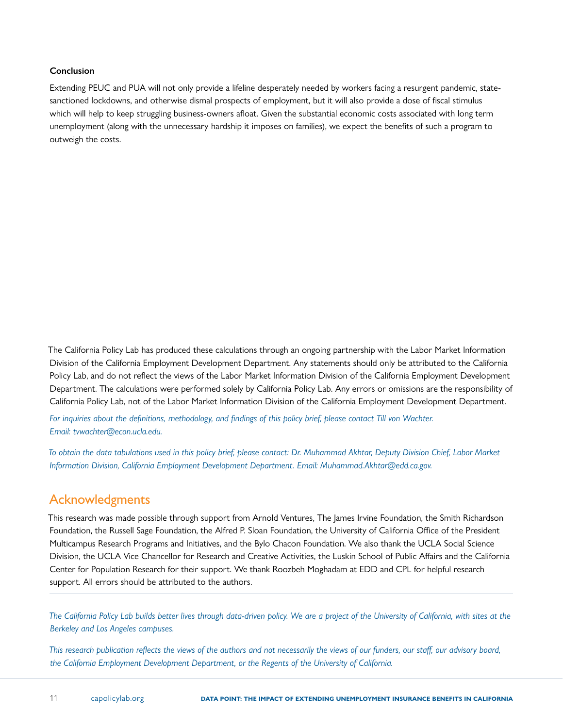**Conclusion**

Extending PEUC and PUA will not only provide a lifeline desperately needed by workers facing a resurgent pandemic, state-sanctioned lockdowns, and otherwise dismal prospects of employment, but it will also provide a dose of fiscal stimulus which will help to keep struggling business-owners afloat. Given the substantial economic costs associated with long term unemployment (along with the unnecessary hardship it imposes on families), we expect the benefits of such a program to outweigh the costs.

The California Policy Lab has produced these calculations through an ongoing partnership with the Labor Market Information Division of the California Employment Development Department. Any statements should only be attributed to the California Policy Lab, and do not reflect the views of the Labor Market Information Division of the California Employment Development Department. The calculations were performed solely by California Policy Lab. Any errors or omissions are the responsibility of California Policy Lab, not of the Labor Market Information Division of the California Employment Development Department.

*For inquiries about the definitions, methodology, and findings of this policy brief, please contact Till von Wachter. Email: tvwachter@econ.ucla.edu.*

*To obtain the data tabulations used in this policy brief, please contact: Dr. Muhammad Akhtar, Deputy Division Chief, Labor Market Information Division, California Employment Development Department. Email: Muhammad.Akhtar@edd.ca.gov.*

## Acknowledgments

This research was made possible through support from Arnold Ventures, The James Irvine Foundation, the Smith Richardson Foundation, the Russell Sage Foundation, the Alfred P. Sloan Foundation, the University of California Office of the President Multicampus Research Programs and Initiatives, and the Bylo Chacon Foundation. We also thank the UCLA Social Science Division, the UCLA Vice Chancellor for Research and Creative Activities, the Luskin School of Public Affairs and the California Center for Population Research for their support. We thank Roozbeh Moghadam at EDD and CPL for helpful research support. All errors should be attributed to the authors.

---

*The California Policy Lab builds better lives through data-driven policy. We are a project of the University of California, with sites at the Berkeley and Los Angeles campuses.*

*This research publication reflects the views of the authors and not necessarily the views of our funders, our staff, our advisory board, the California Employment Development Department, or the Regents of the University of California.*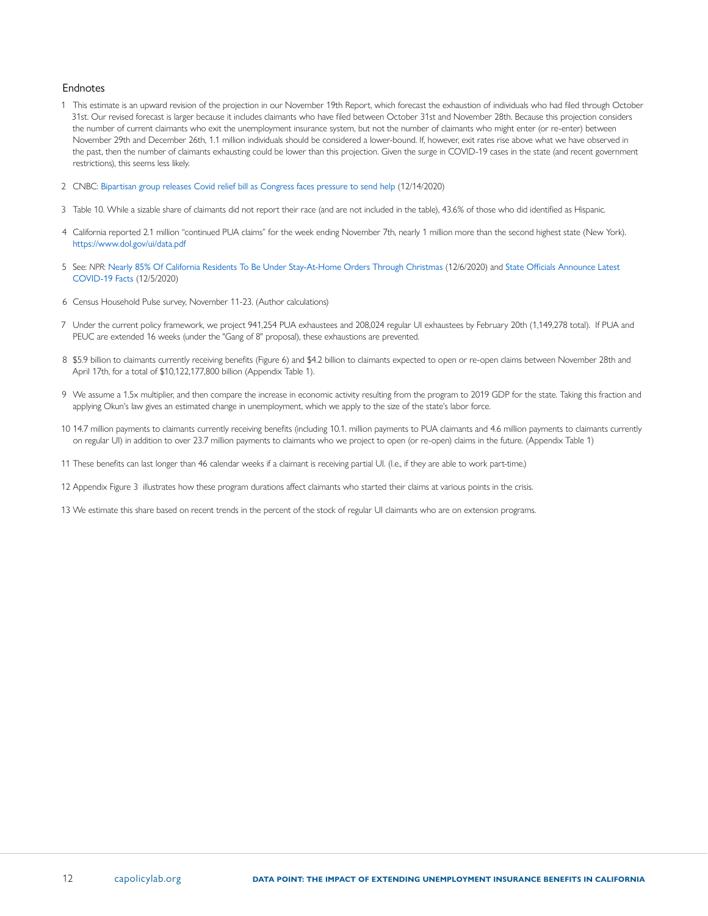## Endnotes

1. This estimate is an upward revision of the projection in our November 19th Report, which forecast the exhaustion of individuals who had filed through October 31st. Our revised forecast is larger because it includes claimants who have filed between October 31st and November 28th. Because this projection considers the number of current claimants who exit the unemployment insurance system, but not the number of claimants who might enter (or re-enter) between November 29th and December 26th, 1.1 million individuals should be considered a lower-bound. If, however, exit rates rise above what we have observed in the past, then the number of claimants exhausting could be lower than this projection. Given the surge in COVID-19 cases in the state (and recent government restrictions), this seems less likely.

2. CNBC: Bipartisan group releases Covid relief bill as Congress faces pressure to send help (12/14/2020)

3. Table 10. While a sizable share of claimants did not report their race (and are not included in the table), 43.6% of those who did identified as Hispanic.

4. California reported 2.1 million "continued PUA claims" for the week ending November 7th, nearly 1 million more than the second highest state (New York). https://www.dol.gov/ui/data.pdf

5. See: *NPR*: Nearly 85% Of California Residents To Be Under Stay-At-Home Orders Through Christmas (12/6/2020) and State Officials Announce Latest COVID-19 Facts (12/5/2020)

6. Census Household Pulse survey, November 11-23. (Author calculations)

7. Under the current policy framework, we project 941,254 PUA exhaustees and 208,024 regular UI exhaustees by February 20th (1,149,278 total). If PUA and PEUC are extended 16 weeks (under the "Gang of 8" proposal), these exhaustions are prevented.

8. $5.9 billion to claimants currently receiving benefits (Figure 6) and $4.2 billion to claimants expected to open or re-open claims between November 28th and April 17th, for a total of $10,122,177,800 billion (Appendix Table 1).

9. We assume a 1.5x multiplier, and then compare the increase in economic activity resulting from the program to 2019 GDP for the state. Taking this fraction and applying Okun's law gives an estimated change in unemployment, which we apply to the size of the state's labor force.

10. 14.7 million payments to claimants currently receiving benefits (including 10.1. million payments to PUA claimants and 4.6 million payments to claimants currently on regular UI) in addition to over 23.7 million payments to claimants who we project to open (or re-open) claims in the future. (Appendix Table 1)

11. These benefits can last longer than 46 calendar weeks if a claimant is receiving partial UI. (I.e., if they are able to work part-time.)

12. Appendix Figure 3 illustrates how these program durations affect claimants who started their claims at various points in the crisis.

13. We estimate this share based on recent trends in the percent of the stock of regular UI claimants who are on extension programs.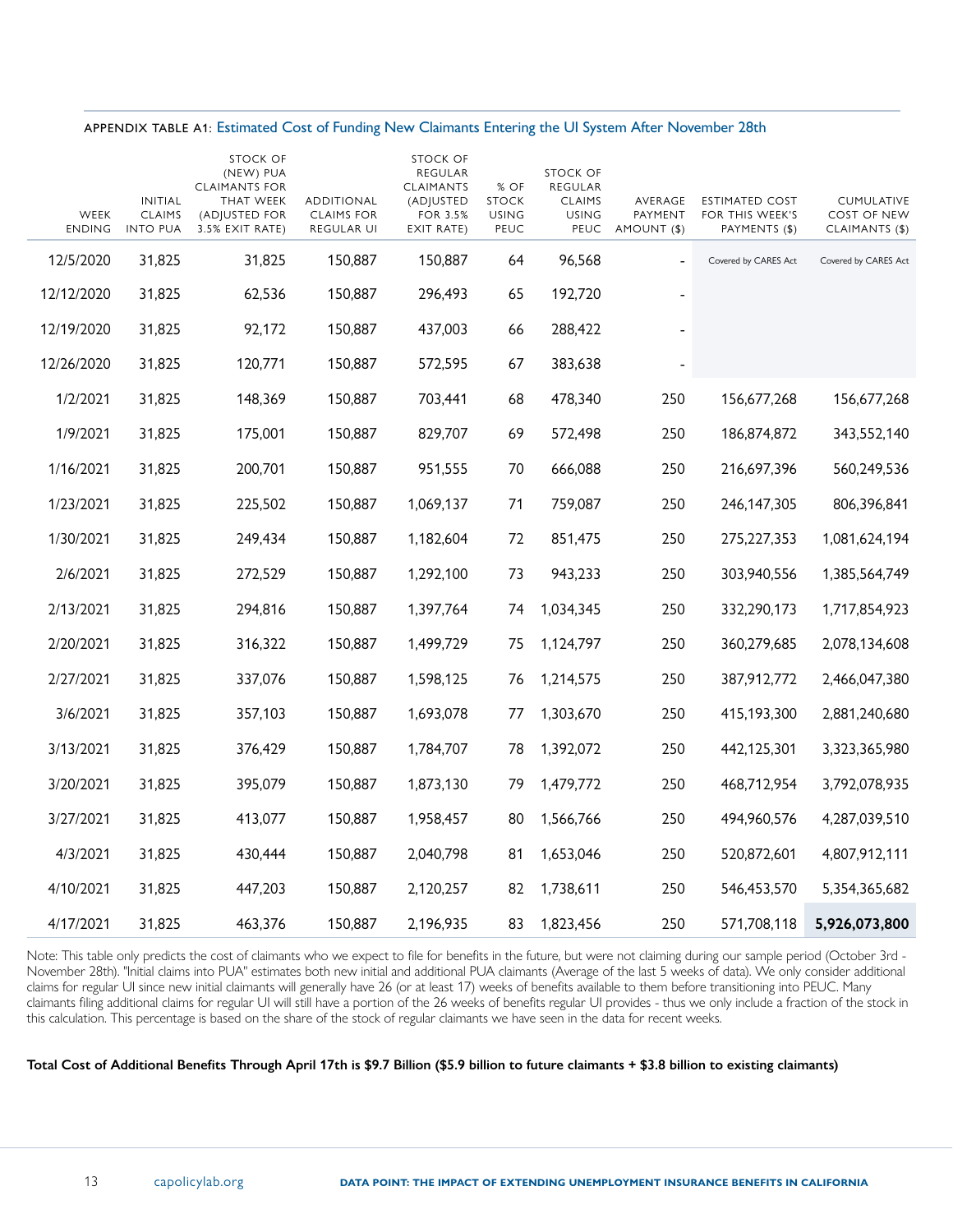APPENDIX TABLE A1: Estimated Cost of Funding New Claimants Entering the UI System After November 28th

| WEEK ENDING | INITIAL CLAIMS INTO PUA | STOCK OF (NEW) PUA CLAIMANTS FOR THAT WEEK (ADJUSTED FOR 3.5% EXIT RATE) | ADDITIONAL CLAIMS FOR REGULAR UI | STOCK OF REGULAR CLAIMANTS (ADJUSTED FOR 3.5% EXIT RATE) | % OF STOCK USING PEUC | STOCK OF REGULAR CLAIMS USING PEUC | AVERAGE PAYMENT AMOUNT ($) | ESTIMATED COST FOR THIS WEEK'S PAYMENTS ($) | CUMULATIVE COST OF NEW CLAIMANTS ($) |
|---|---|---|---|---|---|---|---|---|---|
| 12/5/2020 | 31,825 | 31,825 | 150,887 | 150,887 | 64 | 96,568 | - | Covered by CARES Act | Covered by CARES Act |
| 12/12/2020 | 31,825 | 62,536 | 150,887 | 296,493 | 65 | 192,720 | - | | |
| 12/19/2020 | 31,825 | 92,172 | 150,887 | 437,003 | 66 | 288,422 | - | | |
| 12/26/2020 | 31,825 | 120,771 | 150,887 | 572,595 | 67 | 383,638 | - | | |
| 1/2/2021 | 31,825 | 148,369 | 150,887 | 703,441 | 68 | 478,340 | 250 | 156,677,268 | 156,677,268 |
| 1/9/2021 | 31,825 | 175,001 | 150,887 | 829,707 | 69 | 572,498 | 250 | 186,874,872 | 343,552,140 |
| 1/16/2021 | 31,825 | 200,701 | 150,887 | 951,555 | 70 | 666,088 | 250 | 216,697,396 | 560,249,536 |
| 1/23/2021 | 31,825 | 225,502 | 150,887 | 1,069,137 | 71 | 759,087 | 250 | 246,147,305 | 806,396,841 |
| 1/30/2021 | 31,825 | 249,434 | 150,887 | 1,182,604 | 72 | 851,475 | 250 | 275,227,353 | 1,081,624,194 |
| 2/6/2021 | 31,825 | 272,529 | 150,887 | 1,292,100 | 73 | 943,233 | 250 | 303,940,556 | 1,385,564,749 |
| 2/13/2021 | 31,825 | 294,816 | 150,887 | 1,397,764 | 74 | 1,034,345 | 250 | 332,290,173 | 1,717,854,923 |
| 2/20/2021 | 31,825 | 316,322 | 150,887 | 1,499,729 | 75 | 1,124,797 | 250 | 360,279,685 | 2,078,134,608 |
| 2/27/2021 | 31,825 | 337,076 | 150,887 | 1,598,125 | 76 | 1,214,575 | 250 | 387,912,772 | 2,466,047,380 |
| 3/6/2021 | 31,825 | 357,103 | 150,887 | 1,693,078 | 77 | 1,303,670 | 250 | 415,193,300 | 2,881,240,680 |
| 3/13/2021 | 31,825 | 376,429 | 150,887 | 1,784,707 | 78 | 1,392,072 | 250 | 442,125,301 | 3,323,365,980 |
| 3/20/2021 | 31,825 | 395,079 | 150,887 | 1,873,130 | 79 | 1,479,772 | 250 | 468,712,954 | 3,792,078,935 |
| 3/27/2021 | 31,825 | 413,077 | 150,887 | 1,958,457 | 80 | 1,566,766 | 250 | 494,960,576 | 4,287,039,510 |
| 4/3/2021 | 31,825 | 430,444 | 150,887 | 2,040,798 | 81 | 1,653,046 | 250 | 520,872,601 | 4,807,912,111 |
| 4/10/2021 | 31,825 | 447,203 | 150,887 | 2,120,257 | 82 | 1,738,611 | 250 | 546,453,570 | 5,354,365,682 |
| 4/17/2021 | 31,825 | 463,376 | 150,887 | 2,196,935 | 83 | 1,823,456 | 250 | 571,708,118 | **5,926,073,800** |

Note: This table only predicts the cost of claimants who we expect to file for benefits in the future, but were not claiming during our sample period (October 3rd - November 28th). "Initial claims into PUA" estimates both new initial and additional PUA claimants (Average of the last 5 weeks of data). We only consider additional claims for regular UI since new initial claimants will generally have 26 (or at least 17) weeks of benefits available to them before transitioning into PEUC. Many claimants filing additional claims for regular UI will still have a portion of the 26 weeks of benefits regular UI provides - thus we only include a fraction of the stock in this calculation. This percentage is based on the share of the stock of regular claimants we have seen in the data for recent weeks.

**Total Cost of Additional Benefits Through April 17th is $9.7 Billion ($5.9 billion to future claimants + $3.8 billion to existing claimants)**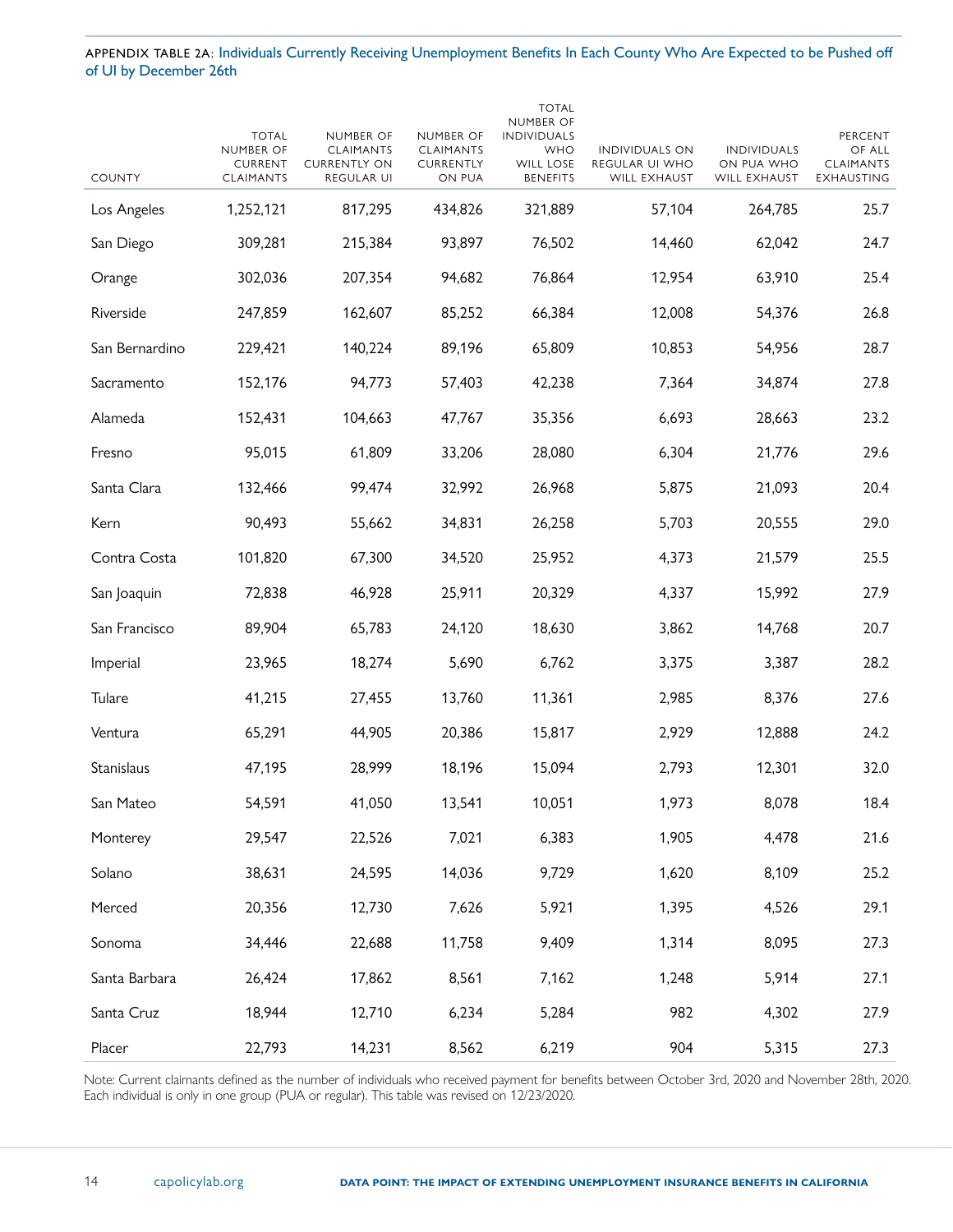APPENDIX TABLE 2A: Individuals Currently Receiving Unemployment Benefits In Each County Who Are Expected to be Pushed off of UI by December 26th

| COUNTY | TOTAL NUMBER OF CURRENT CLAIMANTS | NUMBER OF CLAIMANTS CURRENTLY ON REGULAR UI | NUMBER OF CLAIMANTS CURRENTLY ON PUA | TOTAL NUMBER OF INDIVIDUALS WHO WILL LOSE BENEFITS | INDIVIDUALS ON REGULAR UI WHO WILL EXHAUST | INDIVIDUALS ON PUA WHO WILL EXHAUST | PERCENT OF ALL CLAIMANTS EXHAUSTING |
|---|---|---|---|---|---|---|---|
| Los Angeles | 1,252,121 | 817,295 | 434,826 | 321,889 | 57,104 | 264,785 | 25.7 |
| San Diego | 309,281 | 215,384 | 93,897 | 76,502 | 14,460 | 62,042 | 24.7 |
| Orange | 302,036 | 207,354 | 94,682 | 76,864 | 12,954 | 63,910 | 25.4 |
| Riverside | 247,859 | 162,607 | 85,252 | 66,384 | 12,008 | 54,376 | 26.8 |
| San Bernardino | 229,421 | 140,224 | 89,196 | 65,809 | 10,853 | 54,956 | 28.7 |
| Sacramento | 152,176 | 94,773 | 57,403 | 42,238 | 7,364 | 34,874 | 27.8 |
| Alameda | 152,431 | 104,663 | 47,767 | 35,356 | 6,693 | 28,663 | 23.2 |
| Fresno | 95,015 | 61,809 | 33,206 | 28,080 | 6,304 | 21,776 | 29.6 |
| Santa Clara | 132,466 | 99,474 | 32,992 | 26,968 | 5,875 | 21,093 | 20.4 |
| Kern | 90,493 | 55,662 | 34,831 | 26,258 | 5,703 | 20,555 | 29.0 |
| Contra Costa | 101,820 | 67,300 | 34,520 | 25,952 | 4,373 | 21,579 | 25.5 |
| San Joaquin | 72,838 | 46,928 | 25,911 | 20,329 | 4,337 | 15,992 | 27.9 |
| San Francisco | 89,904 | 65,783 | 24,120 | 18,630 | 3,862 | 14,768 | 20.7 |
| Imperial | 23,965 | 18,274 | 5,690 | 6,762 | 3,375 | 3,387 | 28.2 |
| Tulare | 41,215 | 27,455 | 13,760 | 11,361 | 2,985 | 8,376 | 27.6 |
| Ventura | 65,291 | 44,905 | 20,386 | 15,817 | 2,929 | 12,888 | 24.2 |
| Stanislaus | 47,195 | 28,999 | 18,196 | 15,094 | 2,793 | 12,301 | 32.0 |
| San Mateo | 54,591 | 41,050 | 13,541 | 10,051 | 1,973 | 8,078 | 18.4 |
| Monterey | 29,547 | 22,526 | 7,021 | 6,383 | 1,905 | 4,478 | 21.6 |
| Solano | 38,631 | 24,595 | 14,036 | 9,729 | 1,620 | 8,109 | 25.2 |
| Merced | 20,356 | 12,730 | 7,626 | 5,921 | 1,395 | 4,526 | 29.1 |
| Sonoma | 34,446 | 22,688 | 11,758 | 9,409 | 1,314 | 8,095 | 27.3 |
| Santa Barbara | 26,424 | 17,862 | 8,561 | 7,162 | 1,248 | 5,914 | 27.1 |
| Santa Cruz | 18,944 | 12,710 | 6,234 | 5,284 | 982 | 4,302 | 27.9 |
| Placer | 22,793 | 14,231 | 8,562 | 6,219 | 904 | 5,315 | 27.3 |

Note: Current claimants defined as the number of individuals who received payment for benefits between October 3rd, 2020 and November 28th, 2020. Each individual is only in one group (PUA or regular). This table was revised on 12/23/2020.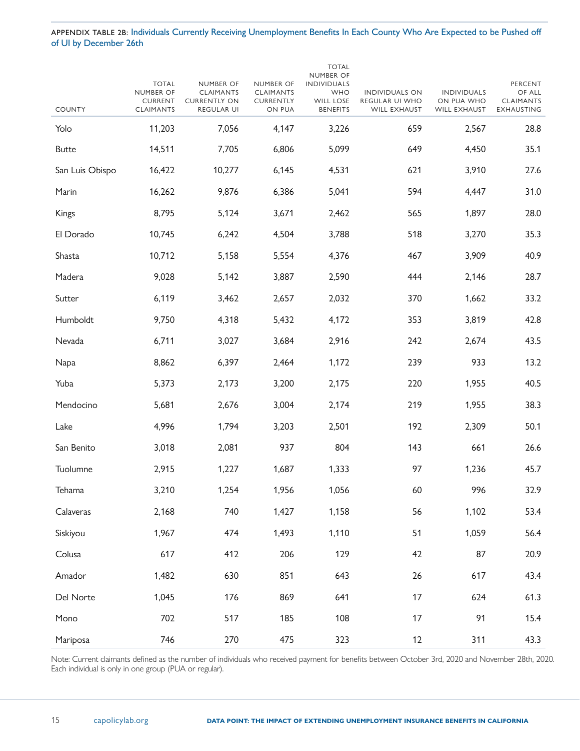APPENDIX TABLE 2B: Individuals Currently Receiving Unemployment Benefits In Each County Who Are Expected to be Pushed off of UI by December 26th

| COUNTY | TOTAL NUMBER OF CURRENT CLAIMANTS | NUMBER OF CLAIMANTS CURRENTLY ON REGULAR UI | NUMBER OF CLAIMANTS CURRENTLY ON PUA | TOTAL NUMBER OF INDIVIDUALS WHO WILL LOSE BENEFITS | INDIVIDUALS ON REGULAR UI WHO WILL EXHAUST | INDIVIDUALS ON PUA WHO WILL EXHAUST | PERCENT OF ALL CLAIMANTS EXHAUSTING |
|---|---|---|---|---|---|---|---|
| Yolo | 11,203 | 7,056 | 4,147 | 3,226 | 659 | 2,567 | 28.8 |
| Butte | 14,511 | 7,705 | 6,806 | 5,099 | 649 | 4,450 | 35.1 |
| San Luis Obispo | 16,422 | 10,277 | 6,145 | 4,531 | 621 | 3,910 | 27.6 |
| Marin | 16,262 | 9,876 | 6,386 | 5,041 | 594 | 4,447 | 31.0 |
| Kings | 8,795 | 5,124 | 3,671 | 2,462 | 565 | 1,897 | 28.0 |
| El Dorado | 10,745 | 6,242 | 4,504 | 3,788 | 518 | 3,270 | 35.3 |
| Shasta | 10,712 | 5,158 | 5,554 | 4,376 | 467 | 3,909 | 40.9 |
| Madera | 9,028 | 5,142 | 3,887 | 2,590 | 444 | 2,146 | 28.7 |
| Sutter | 6,119 | 3,462 | 2,657 | 2,032 | 370 | 1,662 | 33.2 |
| Humboldt | 9,750 | 4,318 | 5,432 | 4,172 | 353 | 3,819 | 42.8 |
| Nevada | 6,711 | 3,027 | 3,684 | 2,916 | 242 | 2,674 | 43.5 |
| Napa | 8,862 | 6,397 | 2,464 | 1,172 | 239 | 933 | 13.2 |
| Yuba | 5,373 | 2,173 | 3,200 | 2,175 | 220 | 1,955 | 40.5 |
| Mendocino | 5,681 | 2,676 | 3,004 | 2,174 | 219 | 1,955 | 38.3 |
| Lake | 4,996 | 1,794 | 3,203 | 2,501 | 192 | 2,309 | 50.1 |
| San Benito | 3,018 | 2,081 | 937 | 804 | 143 | 661 | 26.6 |
| Tuolumne | 2,915 | 1,227 | 1,687 | 1,333 | 97 | 1,236 | 45.7 |
| Tehama | 3,210 | 1,254 | 1,956 | 1,056 | 60 | 996 | 32.9 |
| Calaveras | 2,168 | 740 | 1,427 | 1,158 | 56 | 1,102 | 53.4 |
| Siskiyou | 1,967 | 474 | 1,493 | 1,110 | 51 | 1,059 | 56.4 |
| Colusa | 617 | 412 | 206 | 129 | 42 | 87 | 20.9 |
| Amador | 1,482 | 630 | 851 | 643 | 26 | 617 | 43.4 |
| Del Norte | 1,045 | 176 | 869 | 641 | 17 | 624 | 61.3 |
| Mono | 702 | 517 | 185 | 108 | 17 | 91 | 15.4 |
| Mariposa | 746 | 270 | 475 | 323 | 12 | 311 | 43.3 |

Note: Current claimants defined as the number of individuals who received payment for benefits between October 3rd, 2020 and November 28th, 2020. Each individual is only in one group (PUA or regular).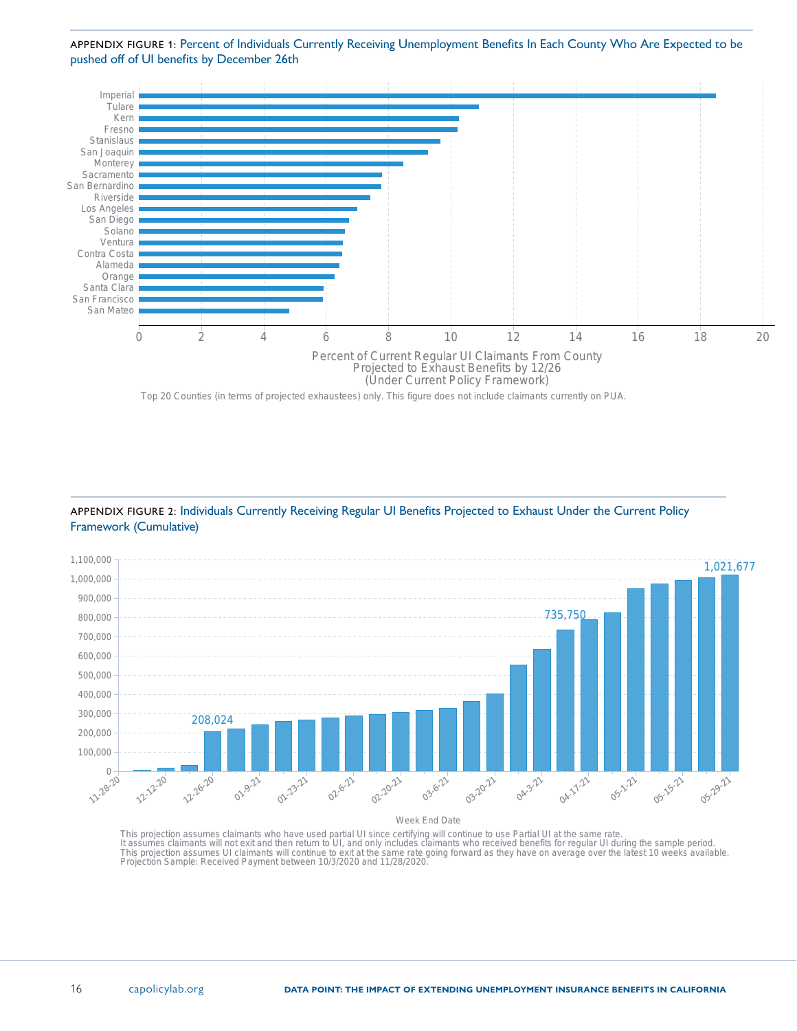APPENDIX FIGURE 1: Percent of Individuals Currently Receiving Unemployment Benefits In Each County Who Are Expected to be pushed off of UI benefits by December 26th

Percent of Current Regular UI Claimants From County Projected to Exhaust Benefits by 12/26 (Under Current Policy Framework)

Top 20 Counties (in terms of projected exhaustees) only. This figure does not include claimants currently on PUA.

APPENDIX FIGURE 2: Individuals Currently Receiving Regular UI Benefits Projected to Exhaust Under the Current Policy Framework (Cumulative)

This projection assumes claimants who have used partial UI since certifying will continue to use Partial UI at the same rate.
It assumes claimants will not exit and then return to UI, and only includes claimants who received benefits for regular UI during the sample period.
This projection assumes UI claimants will continue to exit at the same rate going forward as they have on average over the latest 10 weeks available.
Projection Sample: Received Payment between 10/3/2020 and 11/28/2020.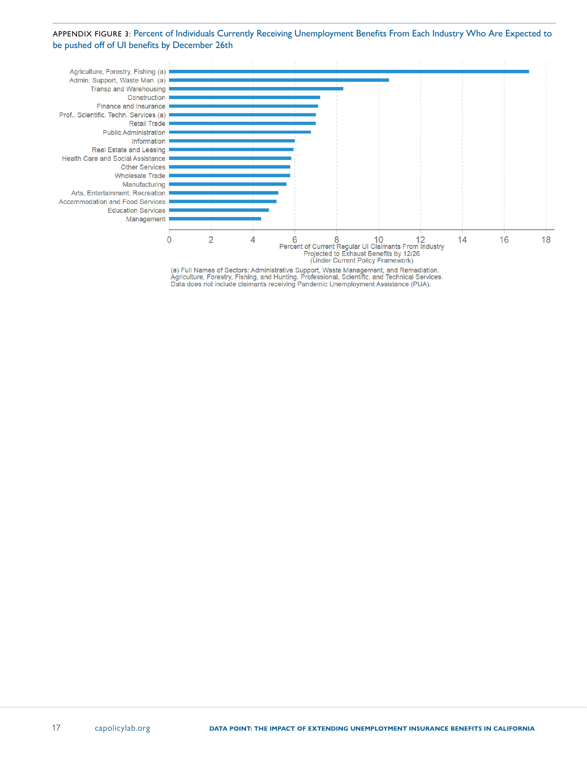APPENDIX FIGURE 3: Percent of Individuals Currently Receiving Unemployment Benefits From Each Industry Who Are Expected to be pushed off of UI benefits by December 26th

| Industry | Percent of Current Regular UI Claimants From Industry Projected to Exhaust Benefits by 12/26 (Under Current Policy Framework) |
|---|---|
| Agriculture, Forestry, Fishing (a) | ~17.2 |
| Admin. Support, Waste Man. (a) | ~10.5 |
| Transp and Warehousing | ~8.3 |
| Construction | ~7.2 |
| Finance and Insurance | ~7.1 |
| Prof., Scientific, Techn. Services (a) | ~7.0 |
| Retail Trade | ~7.0 |
| Public Administration | ~6.8 |
| Information | ~6.0 |
| Real Estate and Leasing | ~5.9 |
| Health Care and Social Assistance | ~5.8 |
| Other Services | ~5.8 |
| Wholesale Trade | ~5.8 |
| Manufacturing | ~5.6 |
| Arts, Entertainment, Recreation | ~5.2 |
| Accommodation and Food Services | ~5.1 |
| Education Services | ~4.8 |
| Management | ~4.4 |

(a) Full Names of Sectors: Administrative Support, Waste Management, and Remediation. Agriculture, Forestry, Fishing, and Hunting. Professional, Scientific, and Technical Services. Data does not include claimants receiving Pandemic Unemployment Assistance (PUA).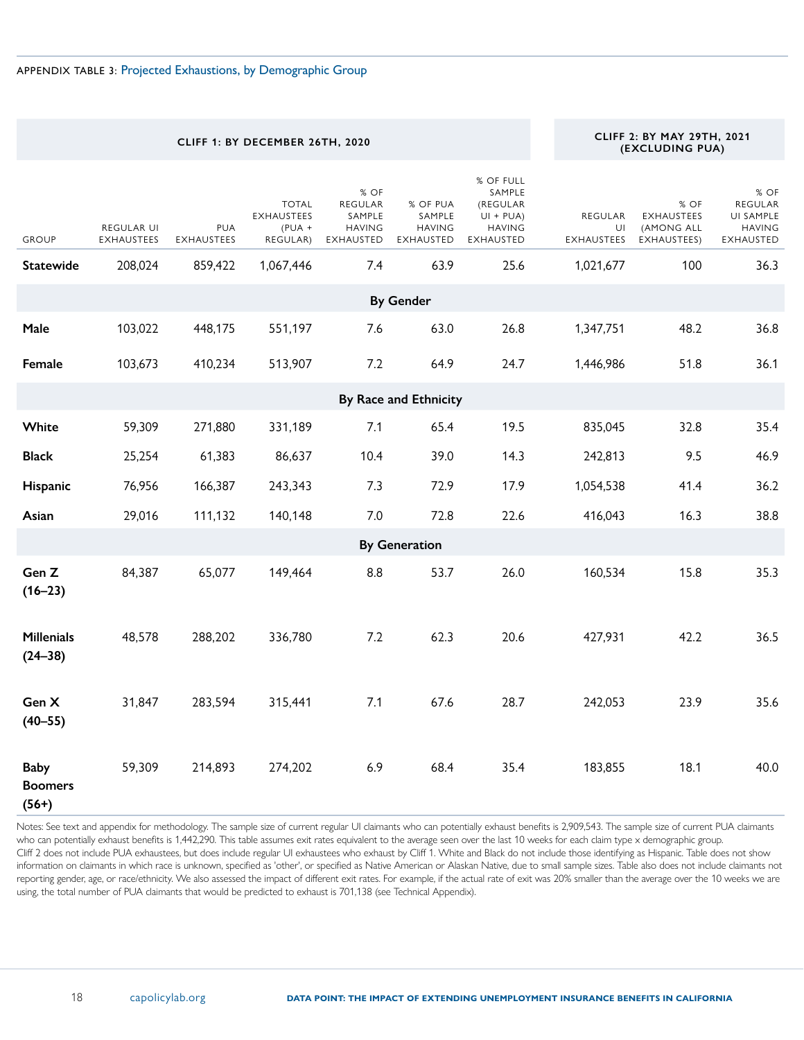APPENDIX TABLE 3: Projected Exhaustions, by Demographic Group

| | CLIFF 1: BY DECEMBER 26TH, 2020 | | | | | | CLIFF 2: BY MAY 29TH, 2021 (EXCLUDING PUA) | | |
|---|---|---|---|---|---|---|---|---|---|
| GROUP | REGULAR UI EXHAUSTEES | PUA EXHAUSTEES | TOTAL EXHAUSTEES (PUA + REGULAR) | % OF REGULAR SAMPLE HAVING EXHAUSTED | % OF PUA SAMPLE HAVING EXHAUSTED | % OF FULL SAMPLE (REGULAR UI + PUA) HAVING EXHAUSTED | REGULAR UI EXHAUSTEES | % OF EXHAUSTEES (AMONG ALL EXHAUSTEES) | % OF REGULAR UI SAMPLE HAVING EXHAUSTED |
| **Statewide** | 208,024 | 859,422 | 1,067,446 | 7.4 | 63.9 | 25.6 | 1,021,677 | 100 | 36.3 |
| **By Gender** | | | | | | | | | |
| **Male** | 103,022 | 448,175 | 551,197 | 7.6 | 63.0 | 26.8 | 1,347,751 | 48.2 | 36.8 |
| **Female** | 103,673 | 410,234 | 513,907 | 7.2 | 64.9 | 24.7 | 1,446,986 | 51.8 | 36.1 |
| **By Race and Ethnicity** | | | | | | | | | |
| **White** | 59,309 | 271,880 | 331,189 | 7.1 | 65.4 | 19.5 | 835,045 | 32.8 | 35.4 |
| **Black** | 25,254 | 61,383 | 86,637 | 10.4 | 39.0 | 14.3 | 242,813 | 9.5 | 46.9 |
| **Hispanic** | 76,956 | 166,387 | 243,343 | 7.3 | 72.9 | 17.9 | 1,054,538 | 41.4 | 36.2 |
| **Asian** | 29,016 | 111,132 | 140,148 | 7.0 | 72.8 | 22.6 | 416,043 | 16.3 | 38.8 |
| **By Generation** | | | | | | | | | |
| **Gen Z (16–23)** | 84,387 | 65,077 | 149,464 | 8.8 | 53.7 | 26.0 | 160,534 | 15.8 | 35.3 |
| **Millenials (24–38)** | 48,578 | 288,202 | 336,780 | 7.2 | 62.3 | 20.6 | 427,931 | 42.2 | 36.5 |
| **Gen X (40–55)** | 31,847 | 283,594 | 315,441 | 7.1 | 67.6 | 28.7 | 242,053 | 23.9 | 35.6 |
| **Baby Boomers (56+)** | 59,309 | 214,893 | 274,202 | 6.9 | 68.4 | 35.4 | 183,855 | 18.1 | 40.0 |

Notes: See text and appendix for methodology. The sample size of current regular UI claimants who can potentially exhaust benefits is 2,909,543. The sample size of current PUA claimants who can potentially exhaust benefits is 1,442,290. This table assumes exit rates equivalent to the average seen over the last 10 weeks for each claim type x demographic group. Cliff 2 does not include PUA exhaustees, but does include regular UI exhaustees who exhaust by Cliff 1. White and Black do not include those identifying as Hispanic. Table does not show information on claimants in which race is unknown, specified as 'other', or specified as Native American or Alaskan Native, due to small sample sizes. Table also does not include claimants not reporting gender, age, or race/ethnicity. We also assessed the impact of different exit rates. For example, if the actual rate of exit was 20% smaller than the average over the 10 weeks we are using, the total number of PUA claimants that would be predicted to exhaust is 701,138 (see Technical Appendix).